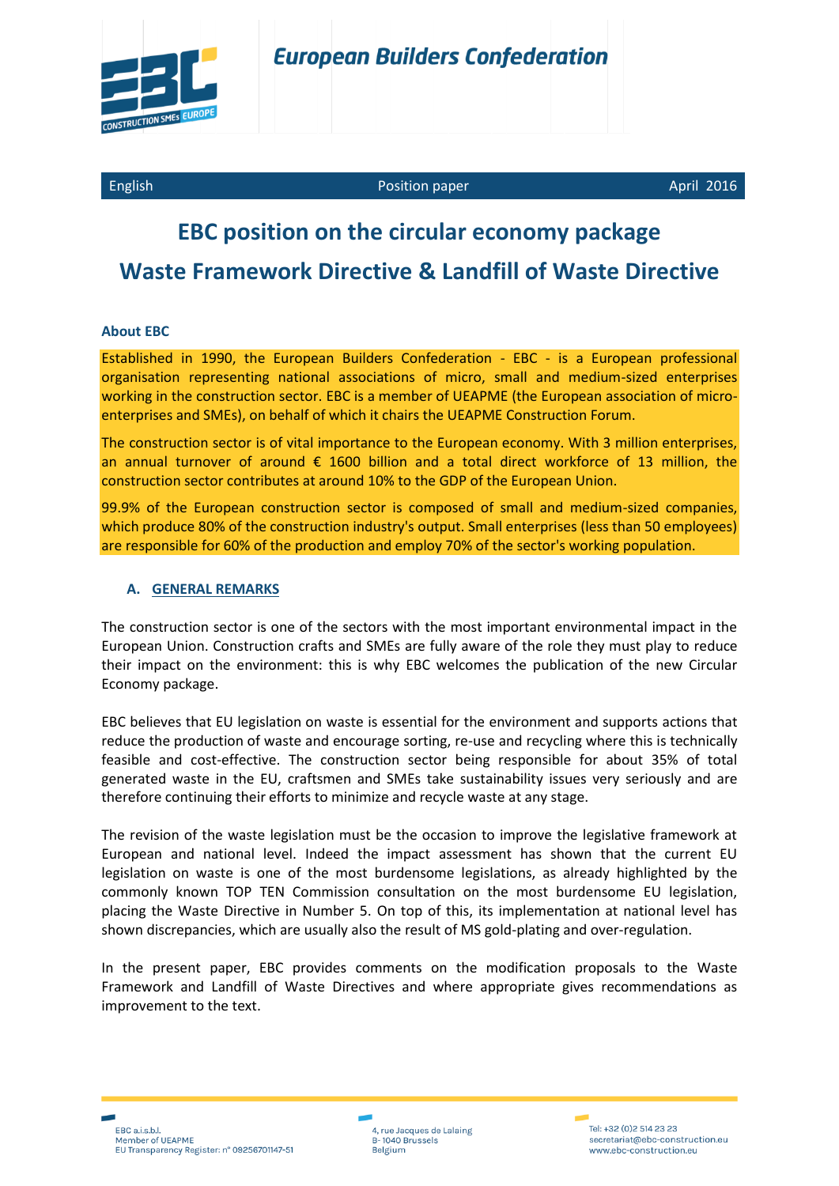European Builders Confederation

English | Position paper | April 2016

# EBC position on the circular economy package

# Waste Framework Directive & Landfill of Waste Directive

### About EBC

Established in 1990, the European Builders Confederation - EBC - is a European professional organisation representing national associations of micro, small and medium-sized enterprises working in the construction sector. EBC is a member of UEAPME (the European association of micro-enterprises and SMEs), on behalf of which it chairs the UEAPME Construction Forum.

The construction sector is of vital importance to the European economy. With 3 million enterprises, an annual turnover of around € 1600 billion and a total direct workforce of 13 million, the construction sector contributes at around 10% to the GDP of the European Union.

99.9% of the European construction sector is composed of small and medium-sized companies, which produce 80% of the construction industry's output. Small enterprises (less than 50 employees) are responsible for 60% of the production and employ 70% of the sector's working population.

## A. GENERAL REMARKS

The construction sector is one of the sectors with the most important environmental impact in the European Union. Construction crafts and SMEs are fully aware of the role they must play to reduce their impact on the environment: this is why EBC welcomes the publication of the new Circular Economy package.

EBC believes that EU legislation on waste is essential for the environment and supports actions that reduce the production of waste and encourage sorting, re-use and recycling where this is technically feasible and cost-effective. The construction sector being responsible for about 35% of total generated waste in the EU, craftsmen and SMEs take sustainability issues very seriously and are therefore continuing their efforts to minimize and recycle waste at any stage.

The revision of the waste legislation must be the occasion to improve the legislative framework at European and national level. Indeed the impact assessment has shown that the current EU legislation on waste is one of the most burdensome legislations, as already highlighted by the commonly known TOP TEN Commission consultation on the most burdensome EU legislation, placing the Waste Directive in Number 5. On top of this, its implementation at national level has shown discrepancies, which are usually also the result of MS gold-plating and over-regulation.

In the present paper, EBC provides comments on the modification proposals to the Waste Framework and Landfill of Waste Directives and where appropriate gives recommendations as improvement to the text.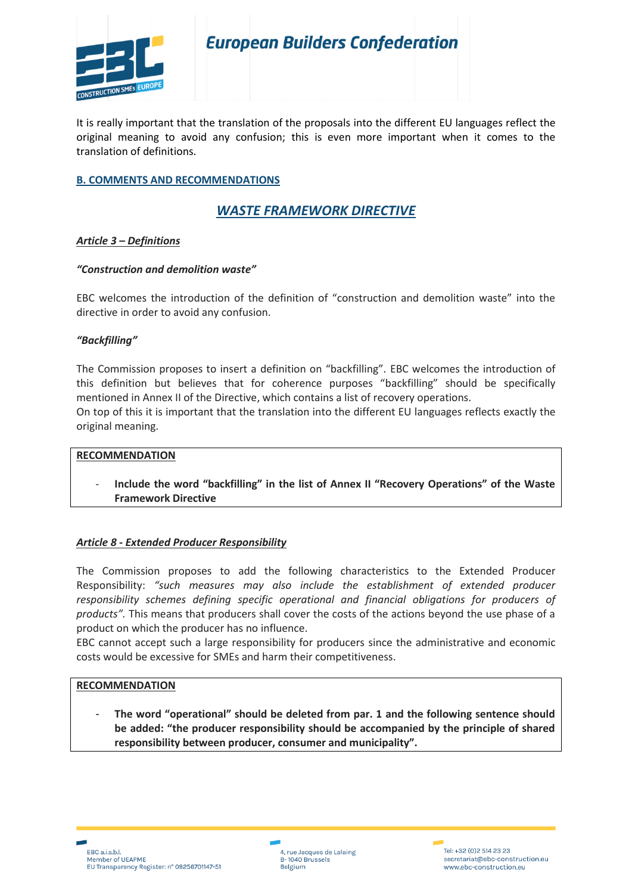It is really important that the translation of the proposals into the different EU languages reflect the original meaning to avoid any confusion; this is even more important when it comes to the translation of definitions.

## B. COMMENTS AND RECOMMENDATIONS

## *WASTE FRAMEWORK DIRECTIVE*

### *Article 3 – Definitions*

***"Construction and demolition waste"***

EBC welcomes the introduction of the definition of "construction and demolition waste" into the directive in order to avoid any confusion.

***"Backfilling"***

The Commission proposes to insert a definition on "backfilling". EBC welcomes the introduction of this definition but believes that for coherence purposes "backfilling" should be specifically mentioned in Annex II of the Directive, which contains a list of recovery operations.
On top of this it is important that the translation into the different EU languages reflects exactly the original meaning.

**RECOMMENDATION**

- **Include the word "backfilling" in the list of Annex II "Recovery Operations" of the Waste Framework Directive**

### *Article 8 - Extended Producer Responsibility*

The Commission proposes to add the following characteristics to the Extended Producer Responsibility: *"such measures may also include the establishment of extended producer responsibility schemes defining specific operational and financial obligations for producers of products".* This means that producers shall cover the costs of the actions beyond the use phase of a product on which the producer has no influence.
EBC cannot accept such a large responsibility for producers since the administrative and economic costs would be excessive for SMEs and harm their competitiveness.

**RECOMMENDATION**

- **The word "operational" should be deleted from par. 1 and the following sentence should be added: "the producer responsibility should be accompanied by the principle of shared responsibility between producer, consumer and municipality".**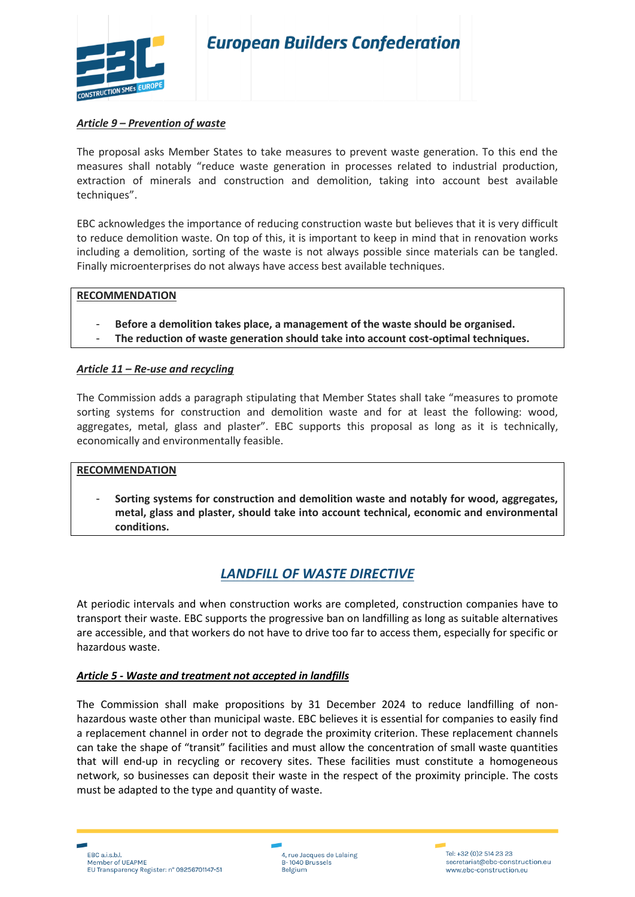***Article 9 – Prevention of waste***

The proposal asks Member States to take measures to prevent waste generation. To this end the measures shall notably "reduce waste generation in processes related to industrial production, extraction of minerals and construction and demolition, taking into account best available techniques".

EBC acknowledges the importance of reducing construction waste but believes that it is very difficult to reduce demolition waste. On top of this, it is important to keep in mind that in renovation works including a demolition, sorting of the waste is not always possible since materials can be tangled. Finally microenterprises do not always have access best available techniques.

**RECOMMENDATION**

- **Before a demolition takes place, a management of the waste should be organised.**
- **The reduction of waste generation should take into account cost-optimal techniques.**

***Article 11 – Re-use and recycling***

The Commission adds a paragraph stipulating that Member States shall take "measures to promote sorting systems for construction and demolition waste and for at least the following: wood, aggregates, metal, glass and plaster". EBC supports this proposal as long as it is technically, economically and environmentally feasible.

**RECOMMENDATION**

- **Sorting systems for construction and demolition waste and notably for wood, aggregates, metal, glass and plaster, should take into account technical, economic and environmental conditions.**

## ***LANDFILL OF WASTE DIRECTIVE***

At periodic intervals and when construction works are completed, construction companies have to transport their waste. EBC supports the progressive ban on landfilling as long as suitable alternatives are accessible, and that workers do not have to drive too far to access them, especially for specific or hazardous waste.

***Article 5 - Waste and treatment not accepted in landfills***

The Commission shall make propositions by 31 December 2024 to reduce landfilling of non-hazardous waste other than municipal waste. EBC believes it is essential for companies to easily find a replacement channel in order not to degrade the proximity criterion. These replacement channels can take the shape of "transit" facilities and must allow the concentration of small waste quantities that will end-up in recycling or recovery sites. These facilities must constitute a homogeneous network, so businesses can deposit their waste in the respect of the proximity principle. The costs must be adapted to the type and quantity of waste.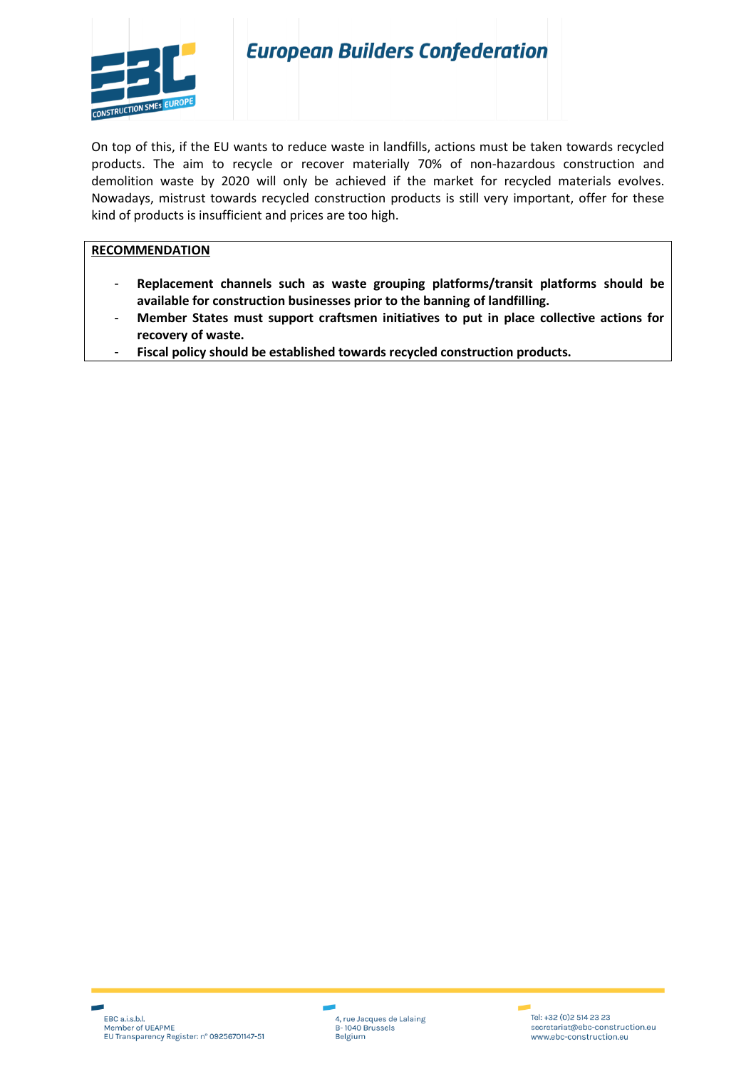On top of this, if the EU wants to reduce waste in landfills, actions must be taken towards recycled products. The aim to recycle or recover materially 70% of non-hazardous construction and demolition waste by 2020 will only be achieved if the market for recycled materials evolves. Nowadays, mistrust towards recycled construction products is still very important, offer for these kind of products is insufficient and prices are too high.

**<u>RECOMMENDATION</u>**

- **Replacement channels such as waste grouping platforms/transit platforms should be available for construction businesses prior to the banning of landfilling.**
- **Member States must support craftsmen initiatives to put in place collective actions for recovery of waste.**
- **Fiscal policy should be established towards recycled construction products.**